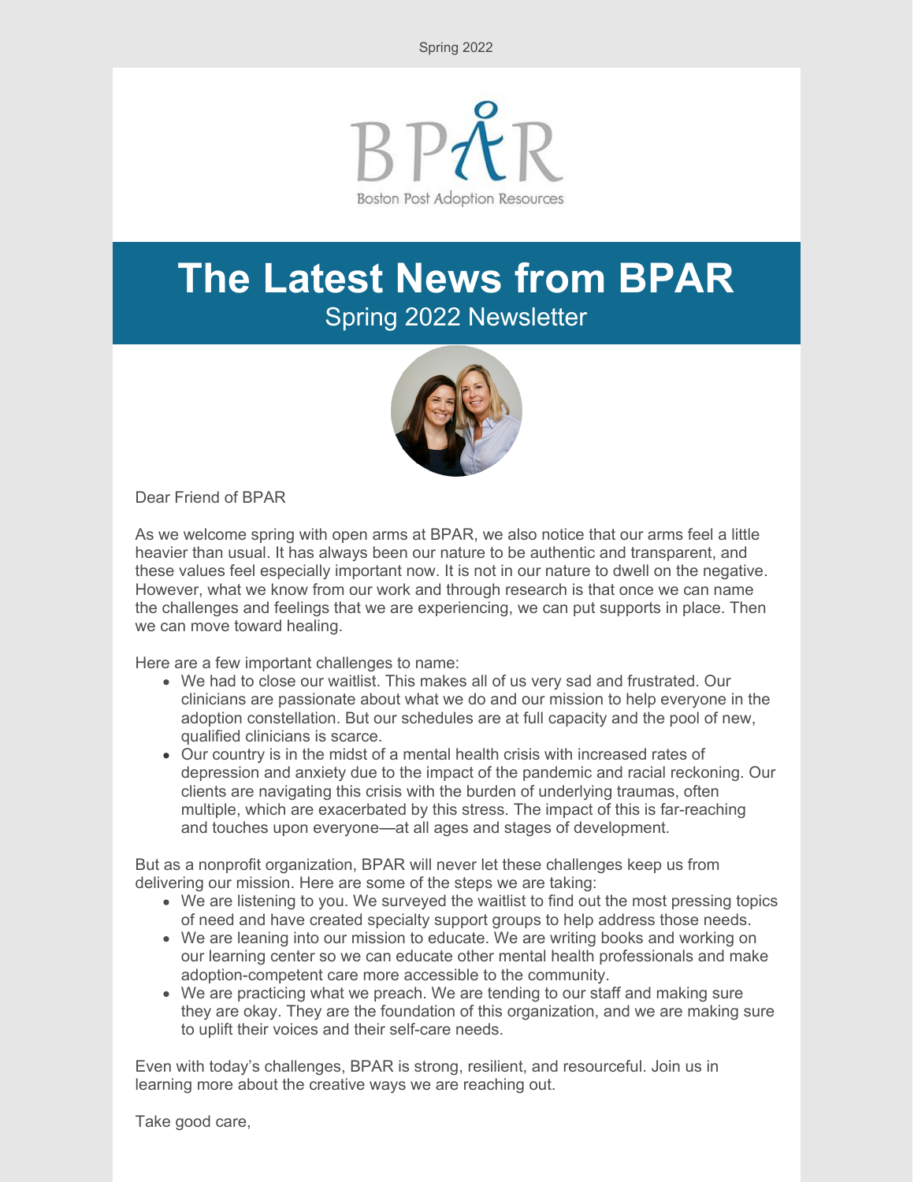Spring 2022

BPAR

Boston Post Adoption Resources

# The Latest News from BPAR

## Spring 2022 Newsletter

Dear Friend of BPAR

As we welcome spring with open arms at BPAR, we also notice that our arms feel a little heavier than usual. It has always been our nature to be authentic and transparent, and these values feel especially important now. It is not in our nature to dwell on the negative. However, what we know from our work and through research is that once we can name the challenges and feelings that we are experiencing, we can put supports in place. Then we can move toward healing.

Here are a few important challenges to name:

- We had to close our waitlist. This makes all of us very sad and frustrated. Our clinicians are passionate about what we do and our mission to help everyone in the adoption constellation. But our schedules are at full capacity and the pool of new, qualified clinicians is scarce.
- Our country is in the midst of a mental health crisis with increased rates of depression and anxiety due to the impact of the pandemic and racial reckoning. Our clients are navigating this crisis with the burden of underlying traumas, often multiple, which are exacerbated by this stress. The impact of this is far-reaching and touches upon everyone—at all ages and stages of development.

But as a nonprofit organization, BPAR will never let these challenges keep us from delivering our mission. Here are some of the steps we are taking:

- We are listening to you. We surveyed the waitlist to find out the most pressing topics of need and have created specialty support groups to help address those needs.
- We are leaning into our mission to educate. We are writing books and working on our learning center so we can educate other mental health professionals and make adoption-competent care more accessible to the community.
- We are practicing what we preach. We are tending to our staff and making sure they are okay. They are the foundation of this organization, and we are making sure to uplift their voices and their self-care needs.

Even with today's challenges, BPAR is strong, resilient, and resourceful. Join us in learning more about the creative ways we are reaching out.

Take good care,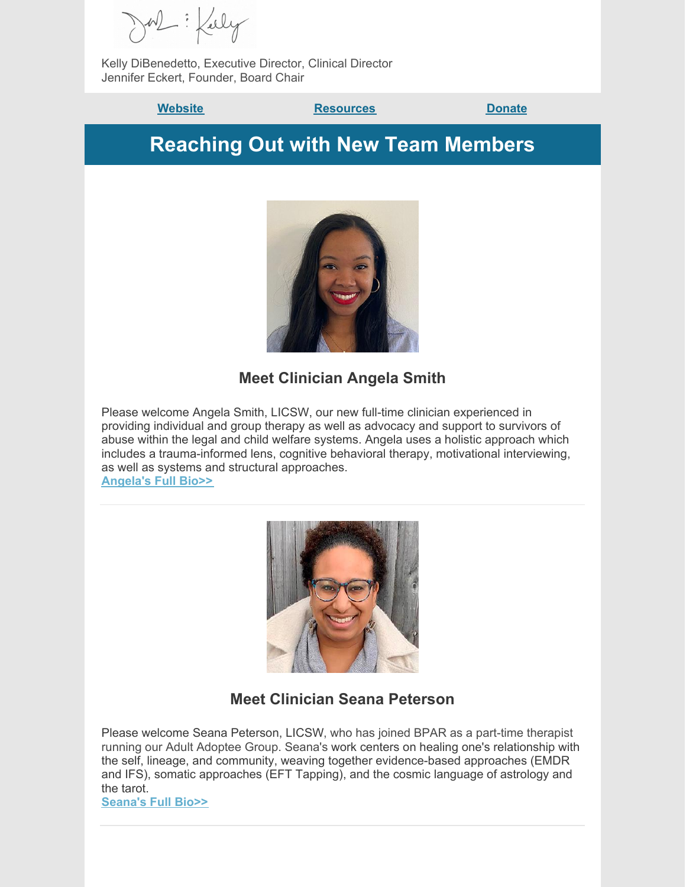Kelly DiBenedetto, Executive Director, Clinical Director
Jennifer Eckert, Founder, Board Chair

**Website** | **Resources** | **Donate**

# Reaching Out with New Team Members

### Meet Clinician Angela Smith

Please welcome Angela Smith, LICSW, our new full-time clinician experienced in providing individual and group therapy as well as advocacy and support to survivors of abuse within the legal and child welfare systems. Angela uses a holistic approach which includes a trauma-informed lens, cognitive behavioral therapy, motivational interviewing, as well as systems and structural approaches.
**Angela's Full Bio>>**

---

### Meet Clinician Seana Peterson

Please welcome Seana Peterson, LICSW, who has joined BPAR as a part-time therapist running our Adult Adoptee Group. Seana's work centers on healing one's relationship with the self, lineage, and community, weaving together evidence-based approaches (EMDR and IFS), somatic approaches (EFT Tapping), and the cosmic language of astrology and the tarot.
**Seana's Full Bio>>**

---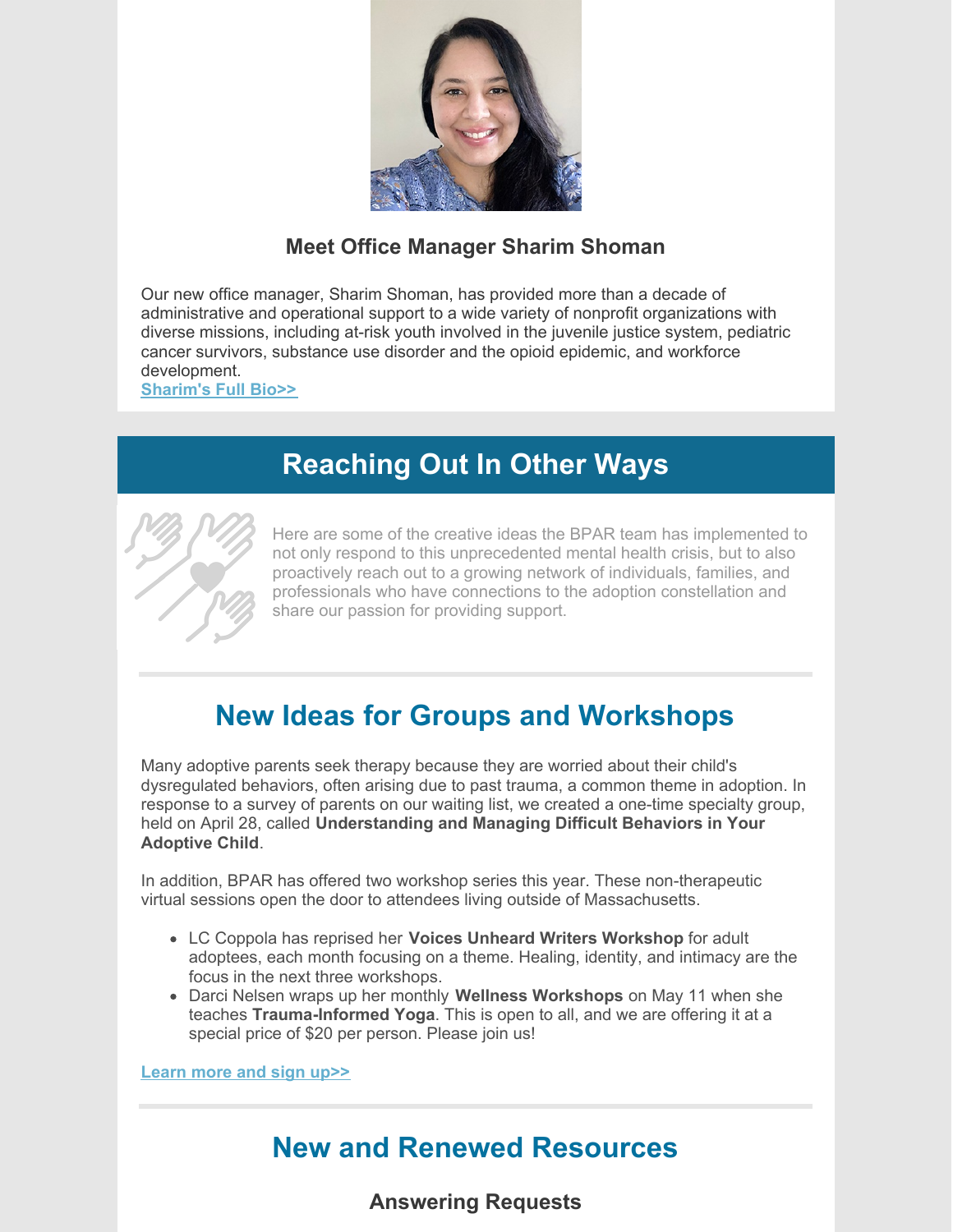### Meet Office Manager Sharim Shoman

Our new office manager, Sharim Shoman, has provided more than a decade of administrative and operational support to a wide variety of nonprofit organizations with diverse missions, including at-risk youth involved in the juvenile justice system, pediatric cancer survivors, substance use disorder and the opioid epidemic, and workforce development.
**Sharim's Full Bio>>**

## Reaching Out In Other Ways

Here are some of the creative ideas the BPAR team has implemented to not only respond to this unprecedented mental health crisis, but to also proactively reach out to a growing network of individuals, families, and professionals who have connections to the adoption constellation and share our passion for providing support.

## New Ideas for Groups and Workshops

Many adoptive parents seek therapy because they are worried about their child's dysregulated behaviors, often arising due to past trauma, a common theme in adoption. In response to a survey of parents on our waiting list, we created a one-time specialty group, held on April 28, called **Understanding and Managing Difficult Behaviors in Your Adoptive Child**.

In addition, BPAR has offered two workshop series this year. These non-therapeutic virtual sessions open the door to attendees living outside of Massachusetts.

- LC Coppola has reprised her **Voices Unheard Writers Workshop** for adult adoptees, each month focusing on a theme. Healing, identity, and intimacy are the focus in the next three workshops.
- Darci Nelsen wraps up her monthly **Wellness Workshops** on May 11 when she teaches **Trauma-Informed Yoga**. This is open to all, and we are offering it at a special price of $20 per person. Please join us!

**Learn more and sign up>>**

## New and Renewed Resources

### Answering Requests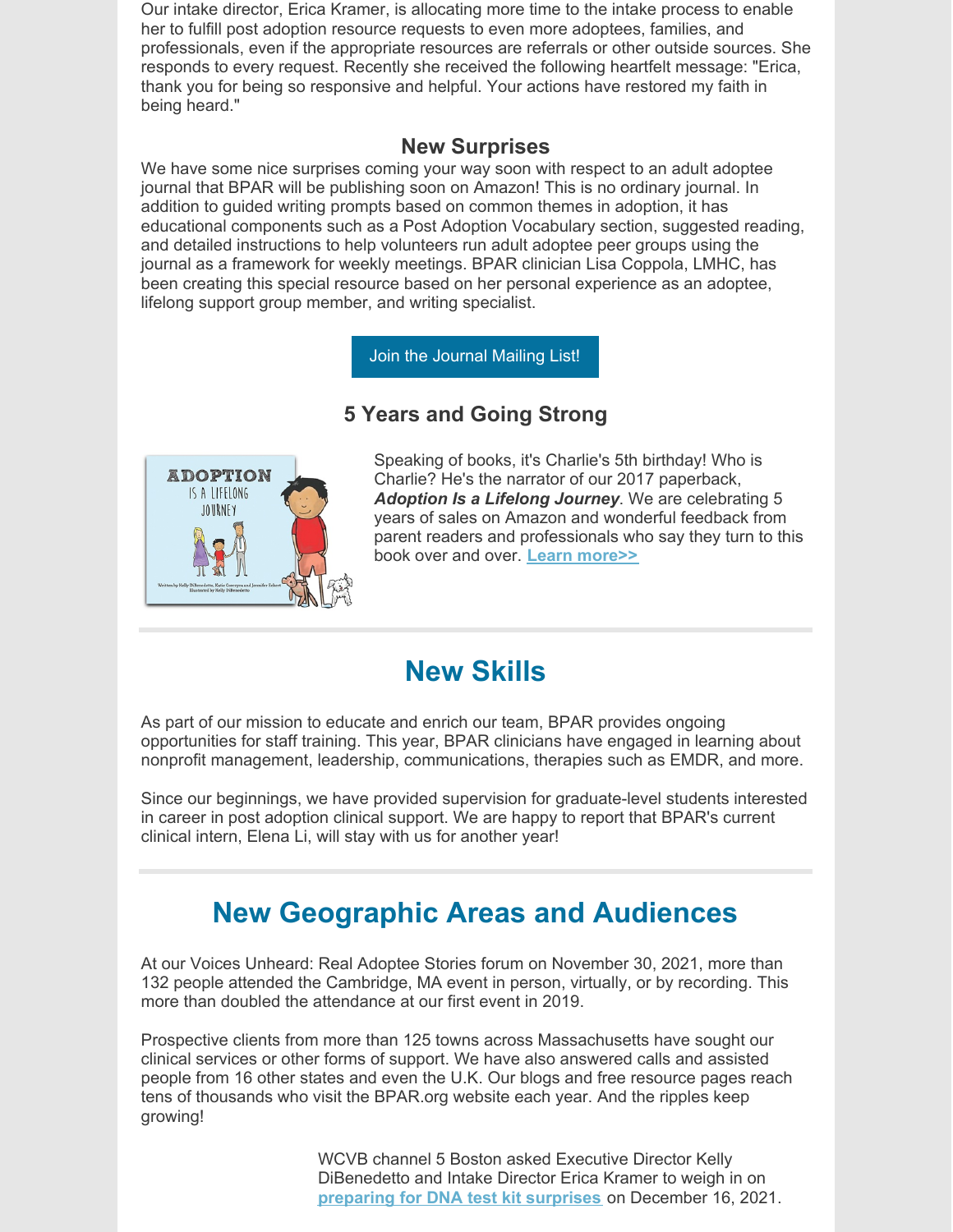Our intake director, Erica Kramer, is allocating more time to the intake process to enable her to fulfill post adoption resource requests to even more adoptees, families, and professionals, even if the appropriate resources are referrals or other outside sources. She responds to every request. Recently she received the following heartfelt message: "Erica, thank you for being so responsive and helpful. Your actions have restored my faith in being heard."

### New Surprises

We have some nice surprises coming your way soon with respect to an adult adoptee journal that BPAR will be publishing soon on Amazon! This is no ordinary journal. In addition to guided writing prompts based on common themes in adoption, it has educational components such as a Post Adoption Vocabulary section, suggested reading, and detailed instructions to help volunteers run adult adoptee peer groups using the journal as a framework for weekly meetings. BPAR clinician Lisa Coppola, LMHC, has been creating this special resource based on her personal experience as an adoptee, lifelong support group member, and writing specialist.

Join the Journal Mailing List!

### 5 Years and Going Strong

Speaking of books, it's Charlie's 5th birthday! Who is Charlie? He's the narrator of our 2017 paperback, ***Adoption Is a Lifelong Journey***. We are celebrating 5 years of sales on Amazon and wonderful feedback from parent readers and professionals who say they turn to this book over and over. **Learn more>>**

## New Skills

As part of our mission to educate and enrich our team, BPAR provides ongoing opportunities for staff training. This year, BPAR clinicians have engaged in learning about nonprofit management, leadership, communications, therapies such as EMDR, and more.

Since our beginnings, we have provided supervision for graduate-level students interested in career in post adoption clinical support. We are happy to report that BPAR's current clinical intern, Elena Li, will stay with us for another year!

## New Geographic Areas and Audiences

At our Voices Unheard: Real Adoptee Stories forum on November 30, 2021, more than 132 people attended the Cambridge, MA event in person, virtually, or by recording. This more than doubled the attendance at our first event in 2019.

Prospective clients from more than 125 towns across Massachusetts have sought our clinical services or other forms of support. We have also answered calls and assisted people from 16 other states and even the U.K. Our blogs and free resource pages reach tens of thousands who visit the BPAR.org website each year. And the ripples keep growing!

WCVB channel 5 Boston asked Executive Director Kelly DiBenedetto and Intake Director Erica Kramer to weigh in on **preparing for DNA test kit surprises** on December 16, 2021.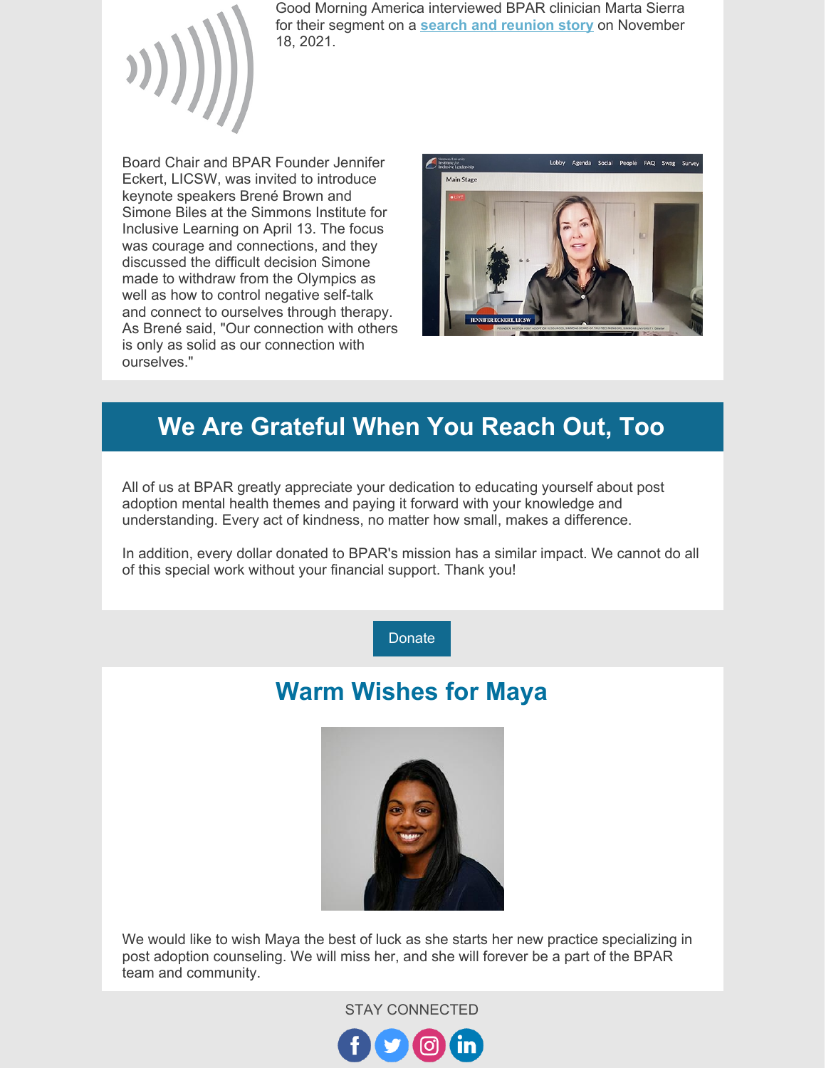Good Morning America interviewed BPAR clinician Marta Sierra for their segment on a search and reunion story on November 18, 2021.

Board Chair and BPAR Founder Jennifer Eckert, LICSW, was invited to introduce keynote speakers Brené Brown and Simone Biles at the Simmons Institute for Inclusive Learning on April 13. The focus was courage and connections, and they discussed the difficult decision Simone made to withdraw from the Olympics as well as how to control negative self-talk and connect to ourselves through therapy. As Brené said, "Our connection with others is only as solid as our connection with ourselves."

## We Are Grateful When You Reach Out, Too

All of us at BPAR greatly appreciate your dedication to educating yourself about post adoption mental health themes and paying it forward with your knowledge and understanding. Every act of kindness, no matter how small, makes a difference.

In addition, every dollar donated to BPAR's mission has a similar impact. We cannot do all of this special work without your financial support. Thank you!

Donate

## Warm Wishes for Maya

We would like to wish Maya the best of luck as she starts her new practice specializing in post adoption counseling. We will miss her, and she will forever be a part of the BPAR team and community.

STAY CONNECTED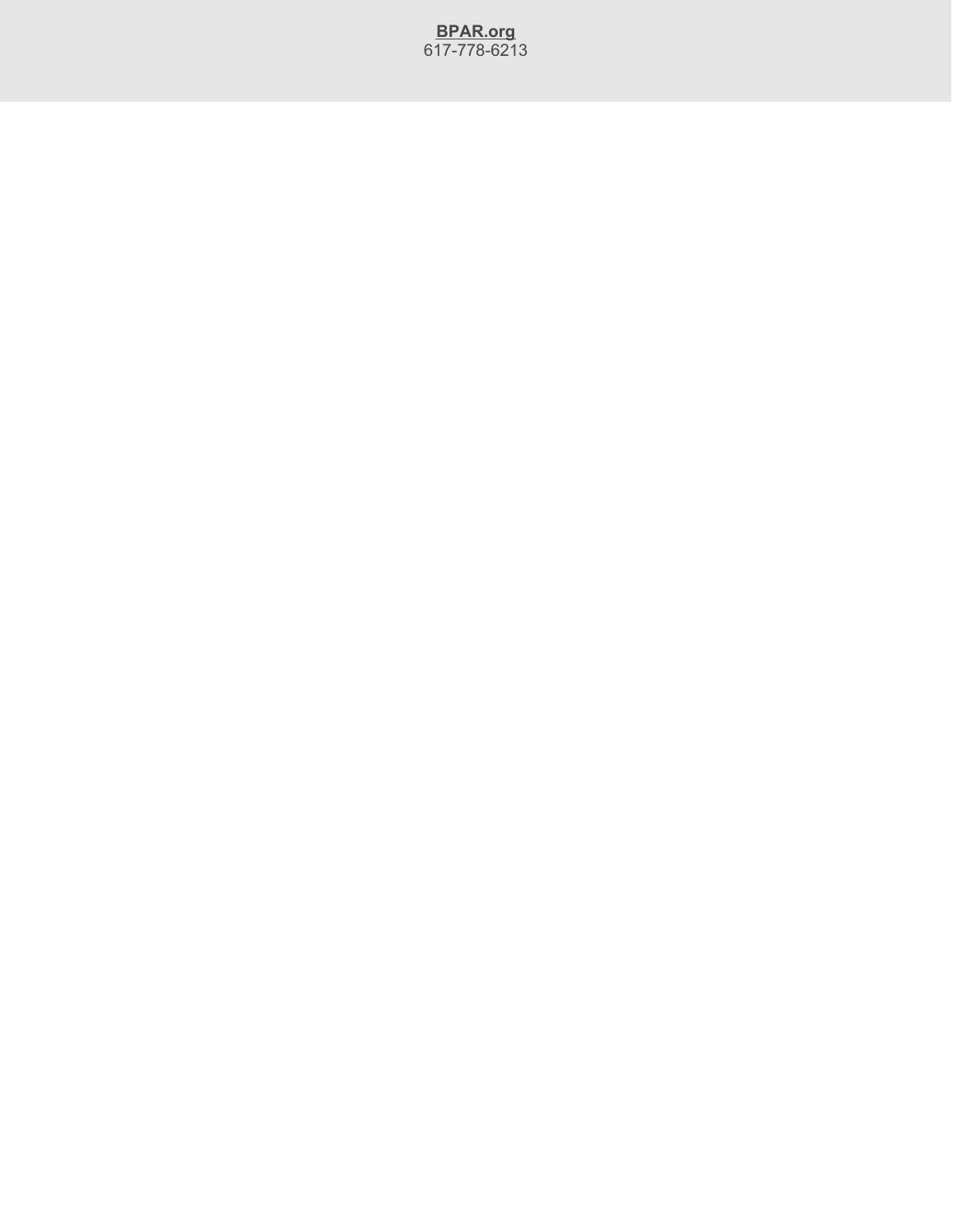**BPAR.org**
617-778-6213